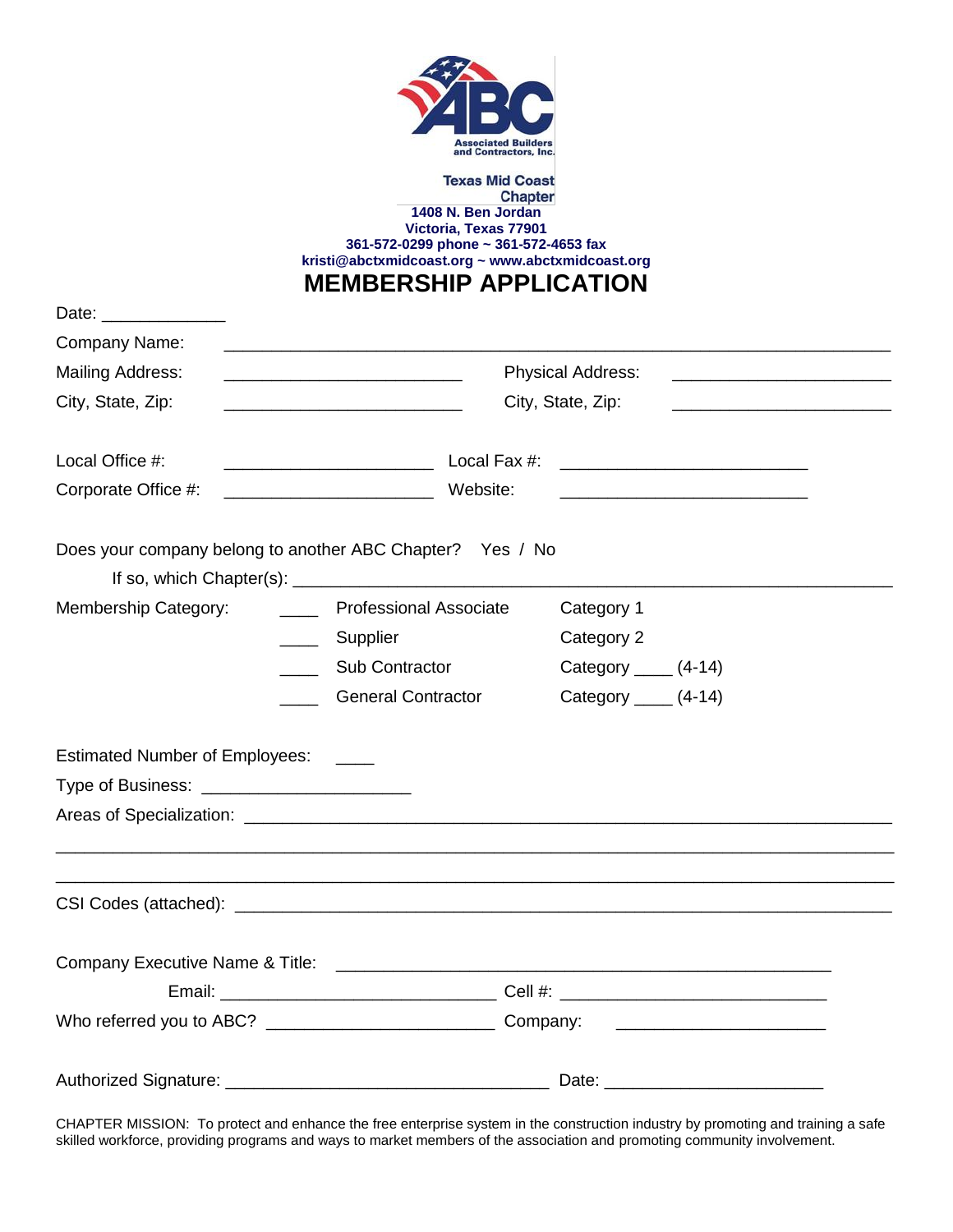Associated Builders and Contractors, Inc.

**Texas Mid Coast Chapter**

**1408 N. Ben Jordan**
**Victoria, Texas 77901**
**361-572-0299 phone ~ 361-572-4653 fax**
**kristi@abctxmidcoast.org ~ www.abctxmidcoast.org**

# MEMBERSHIP APPLICATION

Date: _____________

Company Name: ________________________________________________

Mailing Address: ________________________ Physical Address: ______________________

City, State, Zip: ________________________ City, State, Zip: ______________________

Local Office #: _____________________ Local Fax #: _________________________

Corporate Office #: _____________________ Website: _________________________

Does your company belong to another ABC Chapter? Yes / No

If so, which Chapter(s): ________________________________________________

Membership Category:

- ____ Professional Associate — Category 1
- ____ Supplier — Category 2
- ____ Sub Contractor — Category ____ (4-14)
- ____ General Contractor — Category ____ (4-14)

Estimated Number of Employees: ____

Type of Business: _____________________

Areas of Specialization: ________________________________________________

________________________________________________________________________

________________________________________________________________________

CSI Codes (attached): ________________________________________________

Company Executive Name & Title: ________________________________________

Email: ____________________________ Cell #: ___________________________

Who referred you to ABC? _______________________ Company: _____________________

Authorized Signature: _______________________________ Date: ______________________

CHAPTER MISSION: To protect and enhance the free enterprise system in the construction industry by promoting and training a safe skilled workforce, providing programs and ways to market members of the association and promoting community involvement.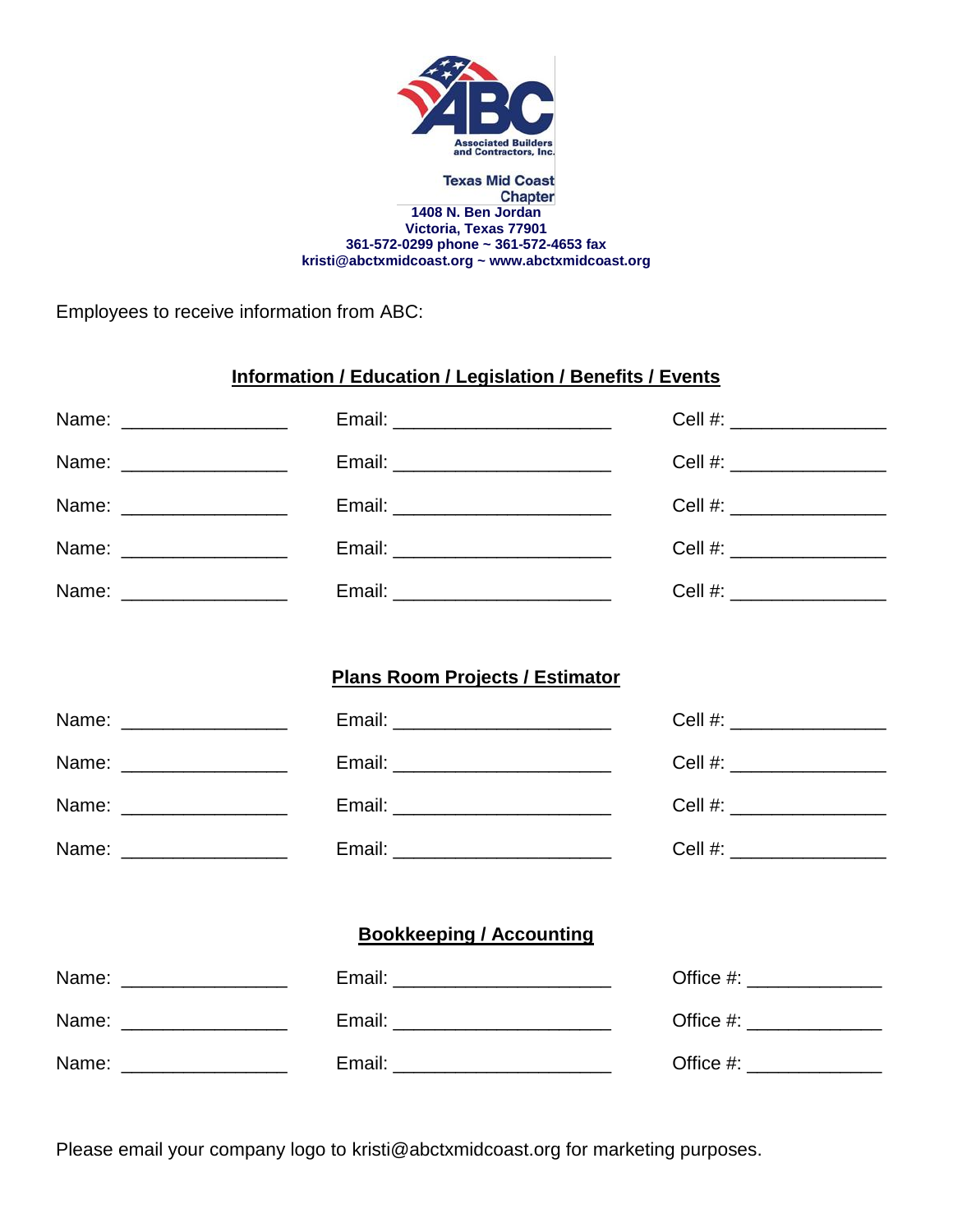Associated Builders and Contractors, Inc.

Texas Mid Coast Chapter

**1408 N. Ben Jordan**
**Victoria, Texas 77901**
**361-572-0299 phone ~ 361-572-4653 fax**
**kristi@abctxmidcoast.org ~ www.abctxmidcoast.org**

Employees to receive information from ABC:

## Information / Education / Legislation / Benefits / Events

Name: ________________ Email: _____________________ Cell #: _______________

Name: ________________ Email: _____________________ Cell #: _______________

Name: ________________ Email: _____________________ Cell #: _______________

Name: ________________ Email: _____________________ Cell #: _______________

Name: ________________ Email: _____________________ Cell #: _______________

## Plans Room Projects / Estimator

Name: ________________ Email: _____________________ Cell #: _______________

Name: ________________ Email: _____________________ Cell #: _______________

Name: ________________ Email: _____________________ Cell #: _______________

Name: ________________ Email: _____________________ Cell #: _______________

## Bookkeeping / Accounting

Name: ________________ Email: _____________________ Office #: _____________

Name: ________________ Email: _____________________ Office #: _____________

Name: ________________ Email: _____________________ Office #: _____________

Please email your company logo to kristi@abctxmidcoast.org for marketing purposes.